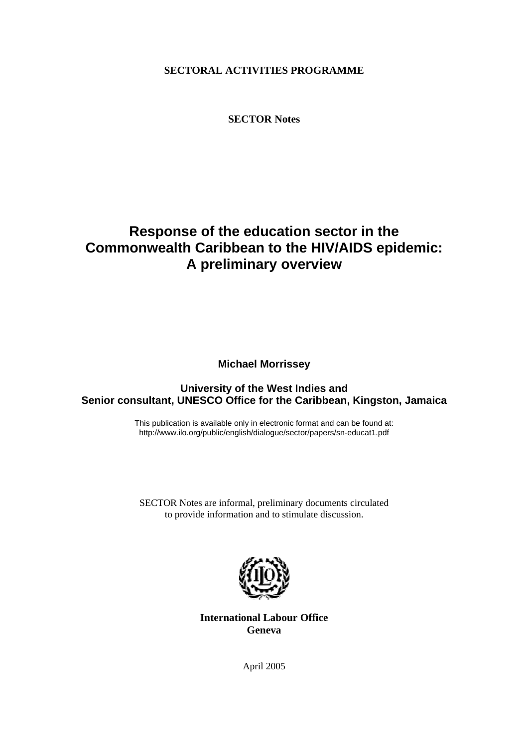**SECTORAL ACTIVITIES PROGRAMME**

**SECTOR Notes**

# Response of the education sector in the Commonwealth Caribbean to the HIV/AIDS epidemic: A preliminary overview

**Michael Morrissey**

**University of the West Indies and Senior consultant, UNESCO Office for the Caribbean, Kingston, Jamaica**

This publication is available only in electronic format and can be found at: http://www.ilo.org/public/english/dialogue/sector/papers/sn-educat1.pdf

SECTOR Notes are informal, preliminary documents circulated to provide information and to stimulate discussion.

**International Labour Office**
**Geneva**

April 2005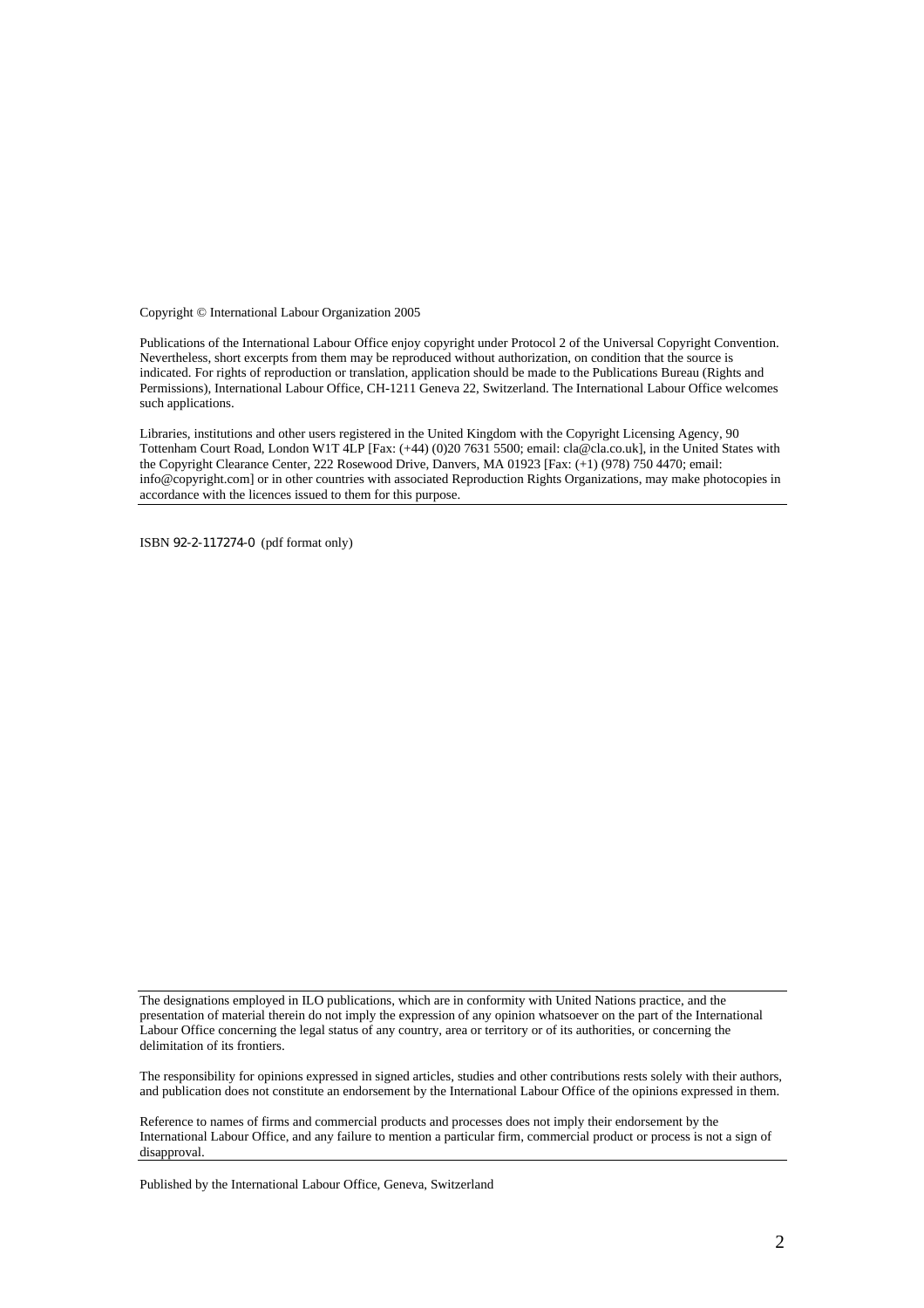Copyright © International Labour Organization 2005

Publications of the International Labour Office enjoy copyright under Protocol 2 of the Universal Copyright Convention. Nevertheless, short excerpts from them may be reproduced without authorization, on condition that the source is indicated. For rights of reproduction or translation, application should be made to the Publications Bureau (Rights and Permissions), International Labour Office, CH-1211 Geneva 22, Switzerland. The International Labour Office welcomes such applications.

Libraries, institutions and other users registered in the United Kingdom with the Copyright Licensing Agency, 90 Tottenham Court Road, London W1T 4LP [Fax: (+44) (0)20 7631 5500; email: cla@cla.co.uk], in the United States with the Copyright Clearance Center, 222 Rosewood Drive, Danvers, MA 01923 [Fax: (+1) (978) 750 4470; email: info@copyright.com] or in other countries with associated Reproduction Rights Organizations, may make photocopies in accordance with the licences issued to them for this purpose.

---

ISBN 92-2-117274-0 (pdf format only)

---

The designations employed in ILO publications, which are in conformity with United Nations practice, and the presentation of material therein do not imply the expression of any opinion whatsoever on the part of the International Labour Office concerning the legal status of any country, area or territory or of its authorities, or concerning the delimitation of its frontiers.

The responsibility for opinions expressed in signed articles, studies and other contributions rests solely with their authors, and publication does not constitute an endorsement by the International Labour Office of the opinions expressed in them.

Reference to names of firms and commercial products and processes does not imply their endorsement by the International Labour Office, and any failure to mention a particular firm, commercial product or process is not a sign of disapproval.

---

Published by the International Labour Office, Geneva, Switzerland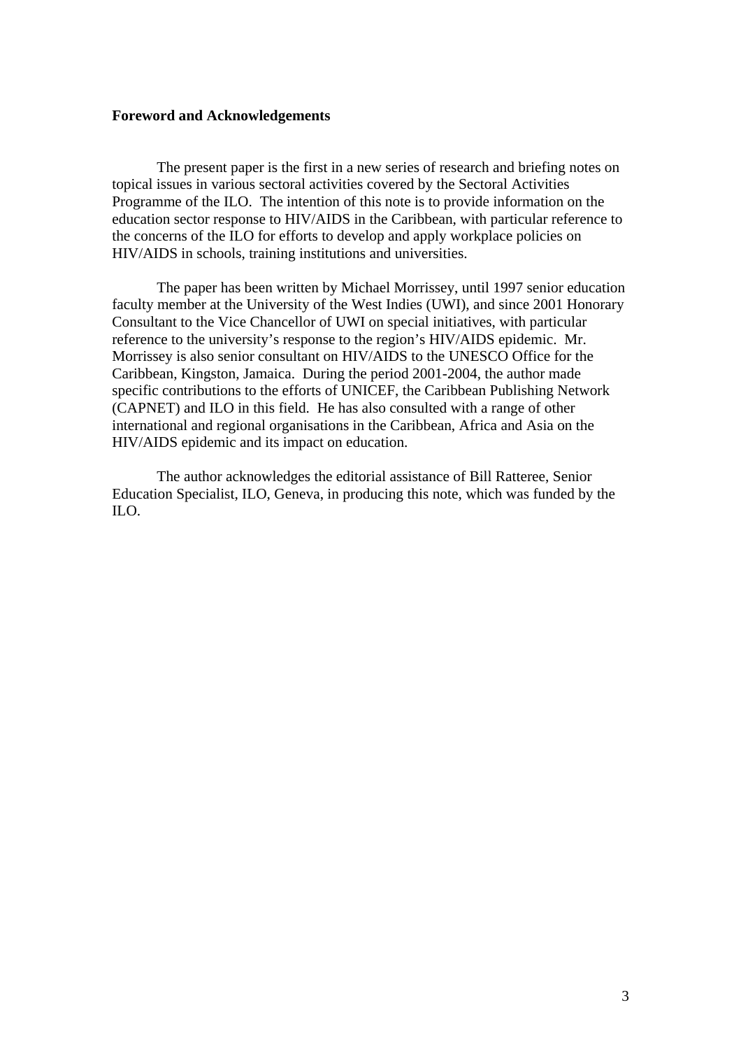**Foreword and Acknowledgements**

The present paper is the first in a new series of research and briefing notes on topical issues in various sectoral activities covered by the Sectoral Activities Programme of the ILO. The intention of this note is to provide information on the education sector response to HIV/AIDS in the Caribbean, with particular reference to the concerns of the ILO for efforts to develop and apply workplace policies on HIV/AIDS in schools, training institutions and universities.

The paper has been written by Michael Morrissey, until 1997 senior education faculty member at the University of the West Indies (UWI), and since 2001 Honorary Consultant to the Vice Chancellor of UWI on special initiatives, with particular reference to the university's response to the region's HIV/AIDS epidemic. Mr. Morrissey is also senior consultant on HIV/AIDS to the UNESCO Office for the Caribbean, Kingston, Jamaica. During the period 2001-2004, the author made specific contributions to the efforts of UNICEF, the Caribbean Publishing Network (CAPNET) and ILO in this field. He has also consulted with a range of other international and regional organisations in the Caribbean, Africa and Asia on the HIV/AIDS epidemic and its impact on education.

The author acknowledges the editorial assistance of Bill Ratteree, Senior Education Specialist, ILO, Geneva, in producing this note, which was funded by the ILO.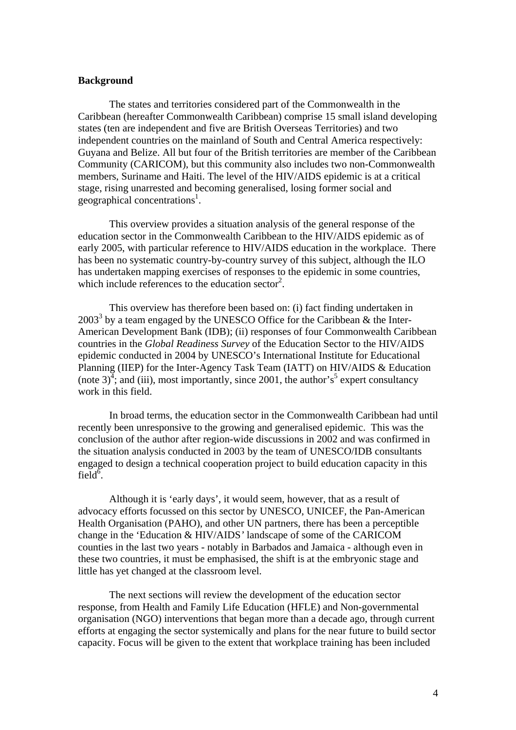**Background**

The states and territories considered part of the Commonwealth in the Caribbean (hereafter Commonwealth Caribbean) comprise 15 small island developing states (ten are independent and five are British Overseas Territories) and two independent countries on the mainland of South and Central America respectively: Guyana and Belize. All but four of the British territories are member of the Caribbean Community (CARICOM), but this community also includes two non-Commonwealth members, Suriname and Haiti. The level of the HIV/AIDS epidemic is at a critical stage, rising unarrested and becoming generalised, losing former social and geographical concentrations[1].

This overview provides a situation analysis of the general response of the education sector in the Commonwealth Caribbean to the HIV/AIDS epidemic as of early 2005, with particular reference to HIV/AIDS education in the workplace. There has been no systematic country-by-country survey of this subject, although the ILO has undertaken mapping exercises of responses to the epidemic in some countries, which include references to the education sector[2].

This overview has therefore been based on: (i) fact finding undertaken in 2003[3] by a team engaged by the UNESCO Office for the Caribbean & the Inter-American Development Bank (IDB); (ii) responses of four Commonwealth Caribbean countries in the *Global Readiness Survey* of the Education Sector to the HIV/AIDS epidemic conducted in 2004 by UNESCO's International Institute for Educational Planning (IIEP) for the Inter-Agency Task Team (IATT) on HIV/AIDS & Education (note 3)[4]; and (iii), most importantly, since 2001, the author's[5] expert consultancy work in this field.

In broad terms, the education sector in the Commonwealth Caribbean had until recently been unresponsive to the growing and generalised epidemic. This was the conclusion of the author after region-wide discussions in 2002 and was confirmed in the situation analysis conducted in 2003 by the team of UNESCO/IDB consultants engaged to design a technical cooperation project to build education capacity in this field[6].

Although it is 'early days', it would seem, however, that as a result of advocacy efforts focussed on this sector by UNESCO, UNICEF, the Pan-American Health Organisation (PAHO), and other UN partners, there has been a perceptible change in the 'Education & HIV/AIDS' landscape of some of the CARICOM counties in the last two years - notably in Barbados and Jamaica - although even in these two countries, it must be emphasised, the shift is at the embryonic stage and little has yet changed at the classroom level.

The next sections will review the development of the education sector response, from Health and Family Life Education (HFLE) and Non-governmental organisation (NGO) interventions that began more than a decade ago, through current efforts at engaging the sector systemically and plans for the near future to build sector capacity. Focus will be given to the extent that workplace training has been included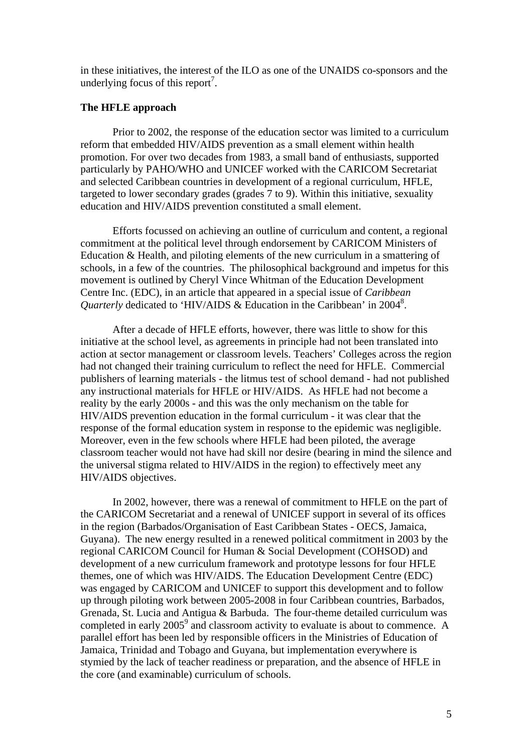in these initiatives, the interest of the ILO as one of the UNAIDS co-sponsors and the underlying focus of this report[7].

**The HFLE approach**

Prior to 2002, the response of the education sector was limited to a curriculum reform that embedded HIV/AIDS prevention as a small element within health promotion. For over two decades from 1983, a small band of enthusiasts, supported particularly by PAHO/WHO and UNICEF worked with the CARICOM Secretariat and selected Caribbean countries in development of a regional curriculum, HFLE, targeted to lower secondary grades (grades 7 to 9). Within this initiative, sexuality education and HIV/AIDS prevention constituted a small element.

Efforts focussed on achieving an outline of curriculum and content, a regional commitment at the political level through endorsement by CARICOM Ministers of Education & Health, and piloting elements of the new curriculum in a smattering of schools, in a few of the countries. The philosophical background and impetus for this movement is outlined by Cheryl Vince Whitman of the Education Development Centre Inc. (EDC), in an article that appeared in a special issue of *Caribbean Quarterly* dedicated to 'HIV/AIDS & Education in the Caribbean' in 2004[8].

After a decade of HFLE efforts, however, there was little to show for this initiative at the school level, as agreements in principle had not been translated into action at sector management or classroom levels. Teachers' Colleges across the region had not changed their training curriculum to reflect the need for HFLE. Commercial publishers of learning materials - the litmus test of school demand - had not published any instructional materials for HFLE or HIV/AIDS. As HFLE had not become a reality by the early 2000s - and this was the only mechanism on the table for HIV/AIDS prevention education in the formal curriculum - it was clear that the response of the formal education system in response to the epidemic was negligible. Moreover, even in the few schools where HFLE had been piloted, the average classroom teacher would not have had skill nor desire (bearing in mind the silence and the universal stigma related to HIV/AIDS in the region) to effectively meet any HIV/AIDS objectives.

In 2002, however, there was a renewal of commitment to HFLE on the part of the CARICOM Secretariat and a renewal of UNICEF support in several of its offices in the region (Barbados/Organisation of East Caribbean States - OECS, Jamaica, Guyana). The new energy resulted in a renewed political commitment in 2003 by the regional CARICOM Council for Human & Social Development (COHSOD) and development of a new curriculum framework and prototype lessons for four HFLE themes, one of which was HIV/AIDS. The Education Development Centre (EDC) was engaged by CARICOM and UNICEF to support this development and to follow up through piloting work between 2005-2008 in four Caribbean countries, Barbados, Grenada, St. Lucia and Antigua & Barbuda. The four-theme detailed curriculum was completed in early 2005[9] and classroom activity to evaluate is about to commence. A parallel effort has been led by responsible officers in the Ministries of Education of Jamaica, Trinidad and Tobago and Guyana, but implementation everywhere is stymied by the lack of teacher readiness or preparation, and the absence of HFLE in the core (and examinable) curriculum of schools.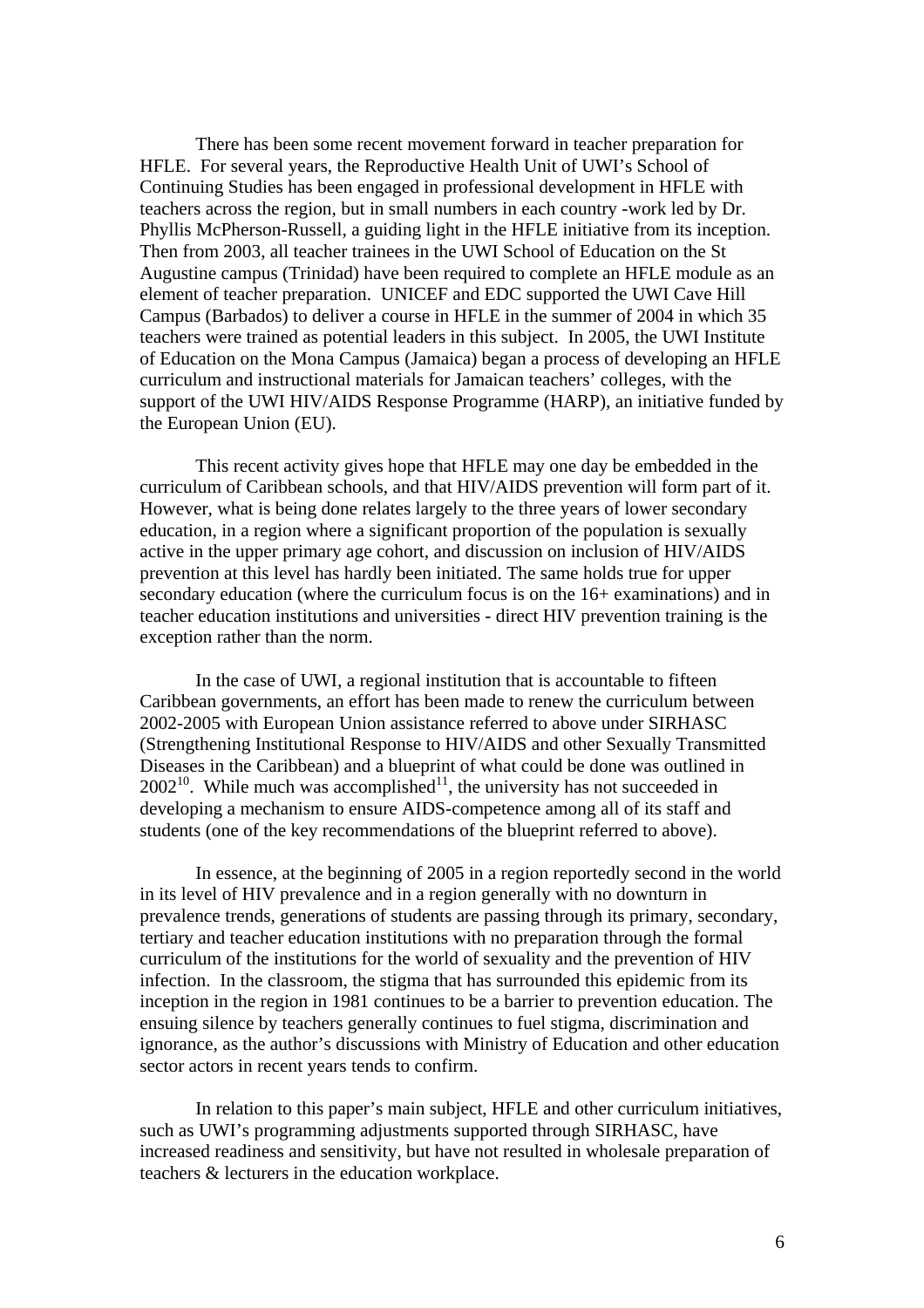There has been some recent movement forward in teacher preparation for HFLE. For several years, the Reproductive Health Unit of UWI's School of Continuing Studies has been engaged in professional development in HFLE with teachers across the region, but in small numbers in each country -work led by Dr. Phyllis McPherson-Russell, a guiding light in the HFLE initiative from its inception. Then from 2003, all teacher trainees in the UWI School of Education on the St Augustine campus (Trinidad) have been required to complete an HFLE module as an element of teacher preparation. UNICEF and EDC supported the UWI Cave Hill Campus (Barbados) to deliver a course in HFLE in the summer of 2004 in which 35 teachers were trained as potential leaders in this subject. In 2005, the UWI Institute of Education on the Mona Campus (Jamaica) began a process of developing an HFLE curriculum and instructional materials for Jamaican teachers' colleges, with the support of the UWI HIV/AIDS Response Programme (HARP), an initiative funded by the European Union (EU).

This recent activity gives hope that HFLE may one day be embedded in the curriculum of Caribbean schools, and that HIV/AIDS prevention will form part of it. However, what is being done relates largely to the three years of lower secondary education, in a region where a significant proportion of the population is sexually active in the upper primary age cohort, and discussion on inclusion of HIV/AIDS prevention at this level has hardly been initiated. The same holds true for upper secondary education (where the curriculum focus is on the 16+ examinations) and in teacher education institutions and universities - direct HIV prevention training is the exception rather than the norm.

In the case of UWI, a regional institution that is accountable to fifteen Caribbean governments, an effort has been made to renew the curriculum between 2002-2005 with European Union assistance referred to above under SIRHASC (Strengthening Institutional Response to HIV/AIDS and other Sexually Transmitted Diseases in the Caribbean) and a blueprint of what could be done was outlined in 2002[10]. While much was accomplished[11], the university has not succeeded in developing a mechanism to ensure AIDS-competence among all of its staff and students (one of the key recommendations of the blueprint referred to above).

In essence, at the beginning of 2005 in a region reportedly second in the world in its level of HIV prevalence and in a region generally with no downturn in prevalence trends, generations of students are passing through its primary, secondary, tertiary and teacher education institutions with no preparation through the formal curriculum of the institutions for the world of sexuality and the prevention of HIV infection. In the classroom, the stigma that has surrounded this epidemic from its inception in the region in 1981 continues to be a barrier to prevention education. The ensuing silence by teachers generally continues to fuel stigma, discrimination and ignorance, as the author's discussions with Ministry of Education and other education sector actors in recent years tends to confirm.

In relation to this paper's main subject, HFLE and other curriculum initiatives, such as UWI's programming adjustments supported through SIRHASC, have increased readiness and sensitivity, but have not resulted in wholesale preparation of teachers & lecturers in the education workplace.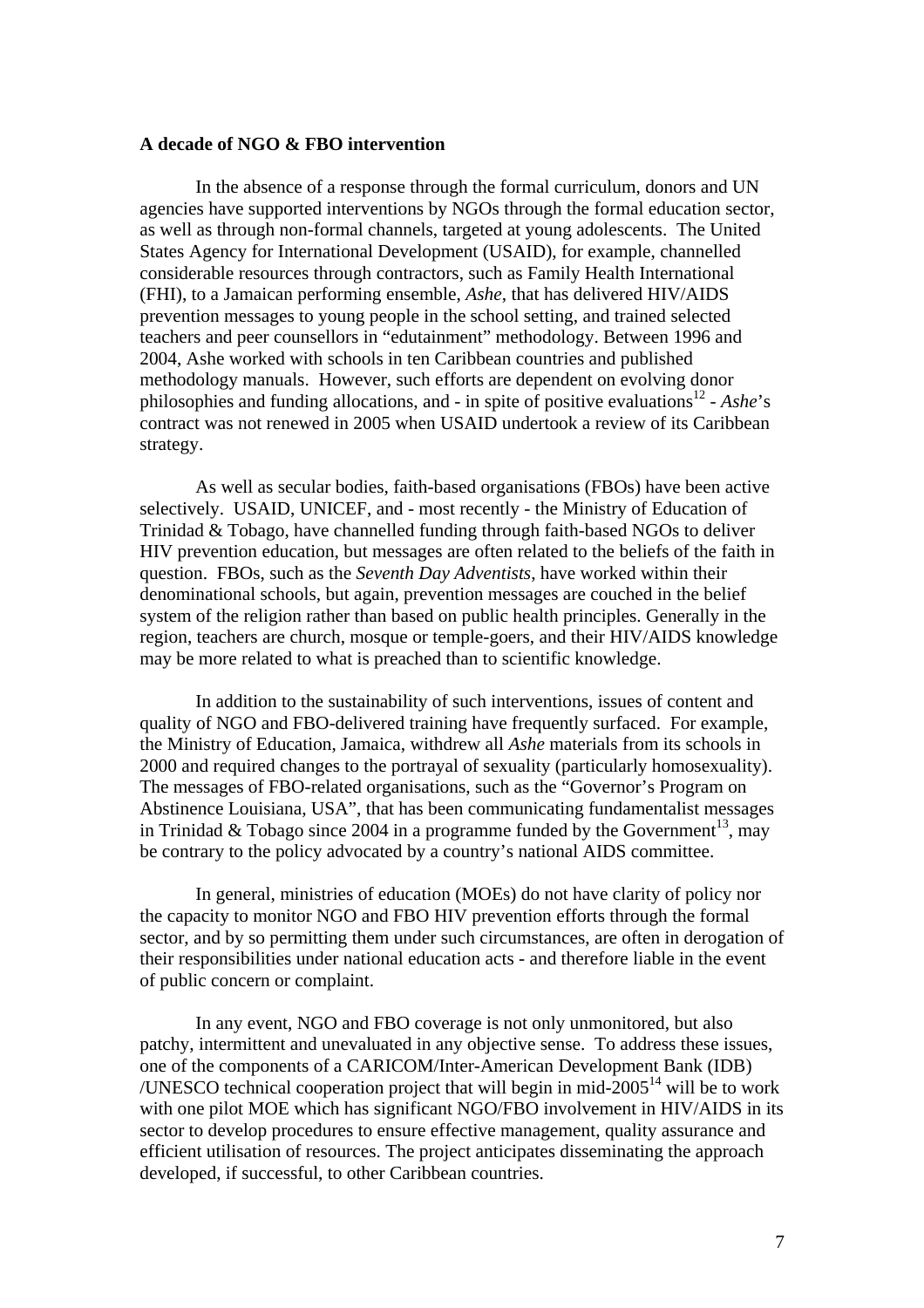**A decade of NGO & FBO intervention**

In the absence of a response through the formal curriculum, donors and UN agencies have supported interventions by NGOs through the formal education sector, as well as through non-formal channels, targeted at young adolescents. The United States Agency for International Development (USAID), for example, channelled considerable resources through contractors, such as Family Health International (FHI), to a Jamaican performing ensemble, *Ashe*, that has delivered HIV/AIDS prevention messages to young people in the school setting, and trained selected teachers and peer counsellors in "edutainment" methodology. Between 1996 and 2004, Ashe worked with schools in ten Caribbean countries and published methodology manuals. However, such efforts are dependent on evolving donor philosophies and funding allocations, and - in spite of positive evaluations[12] - *Ashe*'s contract was not renewed in 2005 when USAID undertook a review of its Caribbean strategy.

As well as secular bodies, faith-based organisations (FBOs) have been active selectively. USAID, UNICEF, and - most recently - the Ministry of Education of Trinidad & Tobago, have channelled funding through faith-based NGOs to deliver HIV prevention education, but messages are often related to the beliefs of the faith in question. FBOs, such as the *Seventh Day Adventists*, have worked within their denominational schools, but again, prevention messages are couched in the belief system of the religion rather than based on public health principles. Generally in the region, teachers are church, mosque or temple-goers, and their HIV/AIDS knowledge may be more related to what is preached than to scientific knowledge.

In addition to the sustainability of such interventions, issues of content and quality of NGO and FBO-delivered training have frequently surfaced. For example, the Ministry of Education, Jamaica, withdrew all *Ashe* materials from its schools in 2000 and required changes to the portrayal of sexuality (particularly homosexuality). The messages of FBO-related organisations, such as the "Governor's Program on Abstinence Louisiana, USA", that has been communicating fundamentalist messages in Trinidad & Tobago since 2004 in a programme funded by the Government[13], may be contrary to the policy advocated by a country's national AIDS committee.

In general, ministries of education (MOEs) do not have clarity of policy nor the capacity to monitor NGO and FBO HIV prevention efforts through the formal sector, and by so permitting them under such circumstances, are often in derogation of their responsibilities under national education acts - and therefore liable in the event of public concern or complaint.

In any event, NGO and FBO coverage is not only unmonitored, but also patchy, intermittent and unevaluated in any objective sense. To address these issues, one of the components of a CARICOM/Inter-American Development Bank (IDB) /UNESCO technical cooperation project that will begin in mid-2005[14] will be to work with one pilot MOE which has significant NGO/FBO involvement in HIV/AIDS in its sector to develop procedures to ensure effective management, quality assurance and efficient utilisation of resources. The project anticipates disseminating the approach developed, if successful, to other Caribbean countries.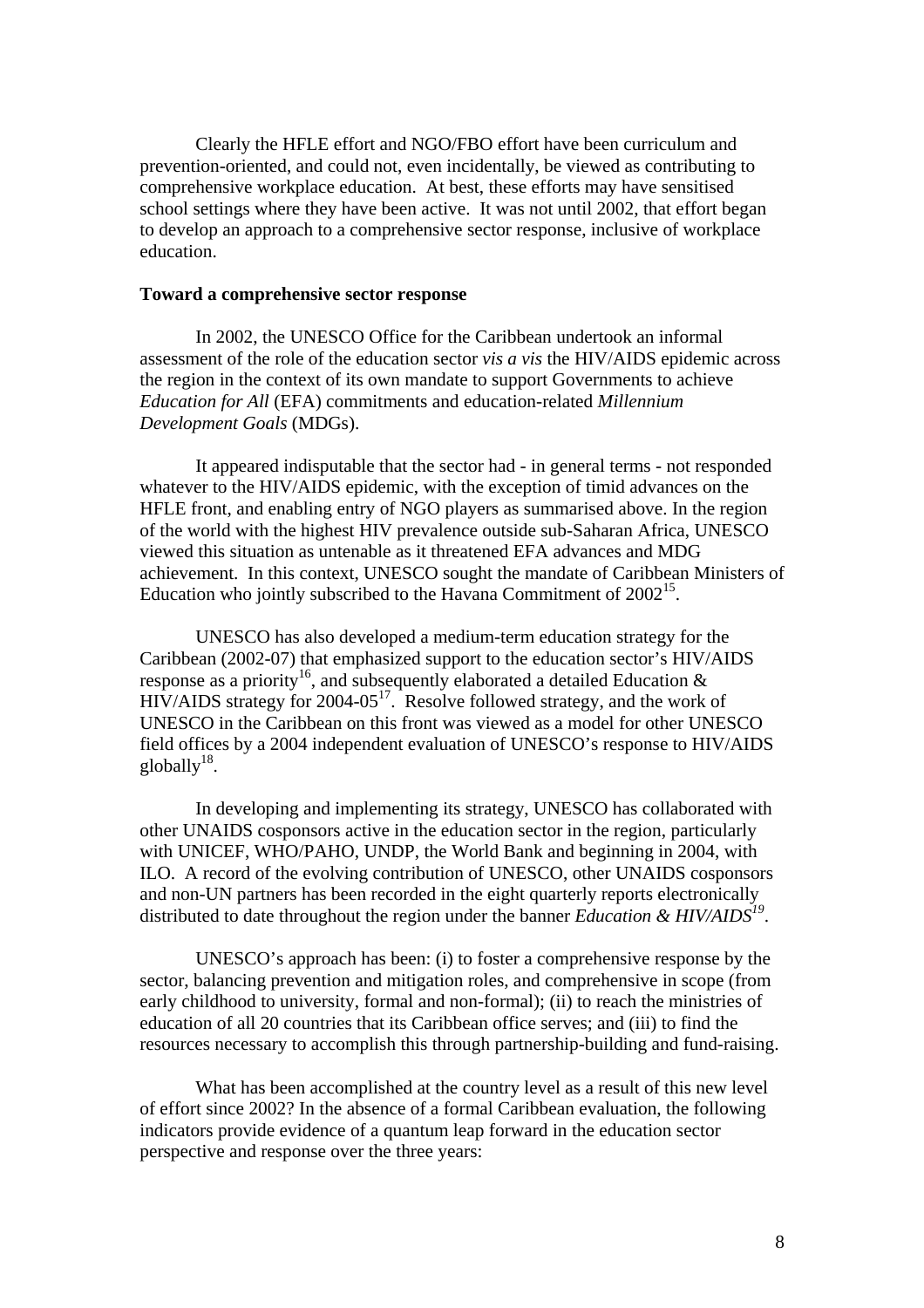Clearly the HFLE effort and NGO/FBO effort have been curriculum and prevention-oriented, and could not, even incidentally, be viewed as contributing to comprehensive workplace education. At best, these efforts may have sensitised school settings where they have been active. It was not until 2002, that effort began to develop an approach to a comprehensive sector response, inclusive of workplace education.

**Toward a comprehensive sector response**

In 2002, the UNESCO Office for the Caribbean undertook an informal assessment of the role of the education sector *vis a vis* the HIV/AIDS epidemic across the region in the context of its own mandate to support Governments to achieve *Education for All* (EFA) commitments and education-related *Millennium Development Goals* (MDGs).

It appeared indisputable that the sector had - in general terms - not responded whatever to the HIV/AIDS epidemic, with the exception of timid advances on the HFLE front, and enabling entry of NGO players as summarised above. In the region of the world with the highest HIV prevalence outside sub-Saharan Africa, UNESCO viewed this situation as untenable as it threatened EFA advances and MDG achievement. In this context, UNESCO sought the mandate of Caribbean Ministers of Education who jointly subscribed to the Havana Commitment of 2002[15].

UNESCO has also developed a medium-term education strategy for the Caribbean (2002-07) that emphasized support to the education sector's HIV/AIDS response as a priority[16], and subsequently elaborated a detailed Education & HIV/AIDS strategy for 2004-05[17]. Resolve followed strategy, and the work of UNESCO in the Caribbean on this front was viewed as a model for other UNESCO field offices by a 2004 independent evaluation of UNESCO's response to HIV/AIDS globally[18].

In developing and implementing its strategy, UNESCO has collaborated with other UNAIDS cosponsors active in the education sector in the region, particularly with UNICEF, WHO/PAHO, UNDP, the World Bank and beginning in 2004, with ILO. A record of the evolving contribution of UNESCO, other UNAIDS cosponsors and non-UN partners has been recorded in the eight quarterly reports electronically distributed to date throughout the region under the banner *Education & HIV/AIDS*[19].

UNESCO's approach has been: (i) to foster a comprehensive response by the sector, balancing prevention and mitigation roles, and comprehensive in scope (from early childhood to university, formal and non-formal); (ii) to reach the ministries of education of all 20 countries that its Caribbean office serves; and (iii) to find the resources necessary to accomplish this through partnership-building and fund-raising.

What has been accomplished at the country level as a result of this new level of effort since 2002? In the absence of a formal Caribbean evaluation, the following indicators provide evidence of a quantum leap forward in the education sector perspective and response over the three years: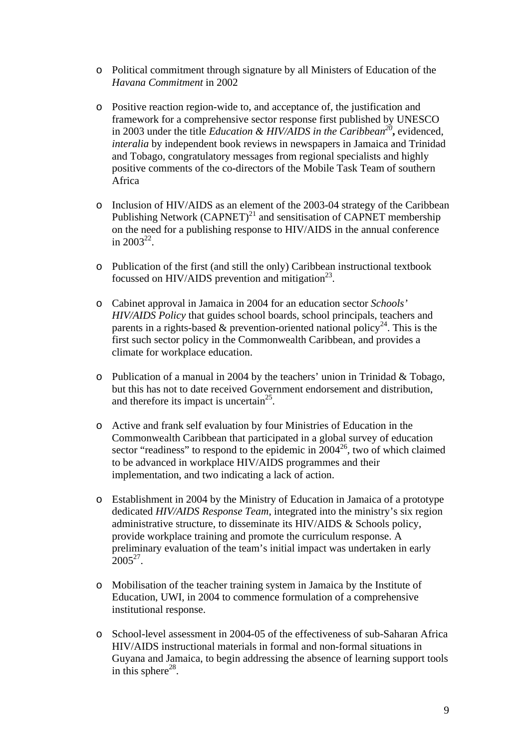- Political commitment through signature by all Ministers of Education of the *Havana Commitment* in 2002

- Positive reaction region-wide to, and acceptance of, the justification and framework for a comprehensive sector response first published by UNESCO in 2003 under the title *Education & HIV/AIDS in the Caribbean*[20]**,** evidenced, *interalia* by independent book reviews in newspapers in Jamaica and Trinidad and Tobago, congratulatory messages from regional specialists and highly positive comments of the co-directors of the Mobile Task Team of southern Africa

- Inclusion of HIV/AIDS as an element of the 2003-04 strategy of the Caribbean Publishing Network (CAPNET)[21] and sensitisation of CAPNET membership on the need for a publishing response to HIV/AIDS in the annual conference in 2003[22].

- Publication of the first (and still the only) Caribbean instructional textbook focussed on HIV/AIDS prevention and mitigation[23].

- Cabinet approval in Jamaica in 2004 for an education sector *Schools' HIV/AIDS Policy* that guides school boards, school principals, teachers and parents in a rights-based & prevention-oriented national policy[24]. This is the first such sector policy in the Commonwealth Caribbean, and provides a climate for workplace education.

- Publication of a manual in 2004 by the teachers' union in Trinidad & Tobago, but this has not to date received Government endorsement and distribution, and therefore its impact is uncertain[25].

- Active and frank self evaluation by four Ministries of Education in the Commonwealth Caribbean that participated in a global survey of education sector "readiness" to respond to the epidemic in 2004[26], two of which claimed to be advanced in workplace HIV/AIDS programmes and their implementation, and two indicating a lack of action.

- Establishment in 2004 by the Ministry of Education in Jamaica of a prototype dedicated *HIV/AIDS Response Team*, integrated into the ministry's six region administrative structure, to disseminate its HIV/AIDS & Schools policy, provide workplace training and promote the curriculum response. A preliminary evaluation of the team's initial impact was undertaken in early 2005[27].

- Mobilisation of the teacher training system in Jamaica by the Institute of Education, UWI, in 2004 to commence formulation of a comprehensive institutional response.

- School-level assessment in 2004-05 of the effectiveness of sub-Saharan Africa HIV/AIDS instructional materials in formal and non-formal situations in Guyana and Jamaica, to begin addressing the absence of learning support tools in this sphere[28].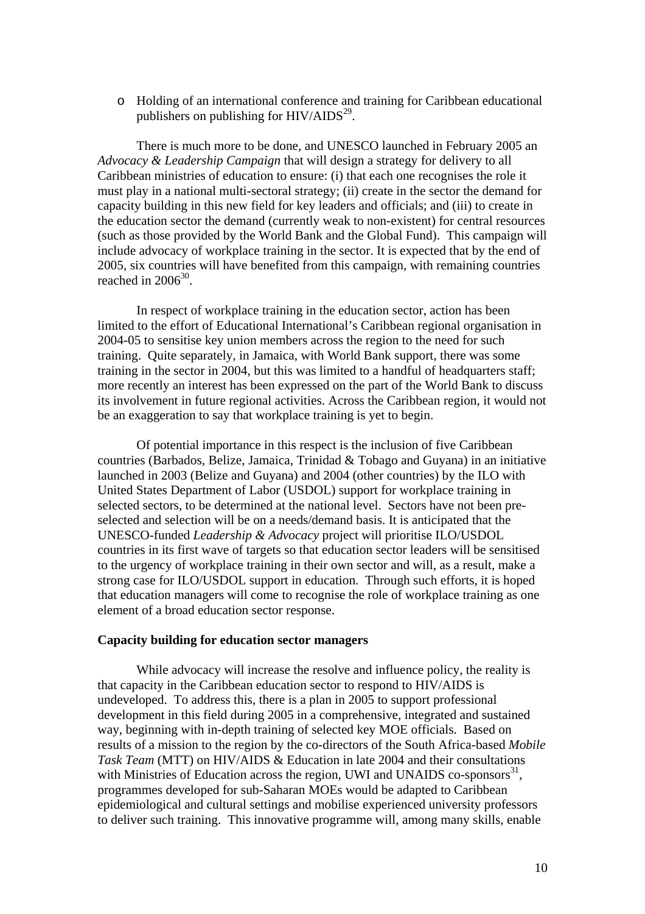- Holding of an international conference and training for Caribbean educational publishers on publishing for HIV/AIDS[29].

There is much more to be done, and UNESCO launched in February 2005 an *Advocacy & Leadership Campaign* that will design a strategy for delivery to all Caribbean ministries of education to ensure: (i) that each one recognises the role it must play in a national multi-sectoral strategy; (ii) create in the sector the demand for capacity building in this new field for key leaders and officials; and (iii) to create in the education sector the demand (currently weak to non-existent) for central resources (such as those provided by the World Bank and the Global Fund). This campaign will include advocacy of workplace training in the sector. It is expected that by the end of 2005, six countries will have benefited from this campaign, with remaining countries reached in 2006[30].

In respect of workplace training in the education sector, action has been limited to the effort of Educational International's Caribbean regional organisation in 2004-05 to sensitise key union members across the region to the need for such training. Quite separately, in Jamaica, with World Bank support, there was some training in the sector in 2004, but this was limited to a handful of headquarters staff; more recently an interest has been expressed on the part of the World Bank to discuss its involvement in future regional activities. Across the Caribbean region, it would not be an exaggeration to say that workplace training is yet to begin.

Of potential importance in this respect is the inclusion of five Caribbean countries (Barbados, Belize, Jamaica, Trinidad & Tobago and Guyana) in an initiative launched in 2003 (Belize and Guyana) and 2004 (other countries) by the ILO with United States Department of Labor (USDOL) support for workplace training in selected sectors, to be determined at the national level. Sectors have not been pre-selected and selection will be on a needs/demand basis. It is anticipated that the UNESCO-funded *Leadership & Advocacy* project will prioritise ILO/USDOL countries in its first wave of targets so that education sector leaders will be sensitised to the urgency of workplace training in their own sector and will, as a result, make a strong case for ILO/USDOL support in education. Through such efforts, it is hoped that education managers will come to recognise the role of workplace training as one element of a broad education sector response.

**Capacity building for education sector managers**

While advocacy will increase the resolve and influence policy, the reality is that capacity in the Caribbean education sector to respond to HIV/AIDS is undeveloped. To address this, there is a plan in 2005 to support professional development in this field during 2005 in a comprehensive, integrated and sustained way, beginning with in-depth training of selected key MOE officials. Based on results of a mission to the region by the co-directors of the South Africa-based *Mobile Task Team* (MTT) on HIV/AIDS & Education in late 2004 and their consultations with Ministries of Education across the region, UWI and UNAIDS co-sponsors[31], programmes developed for sub-Saharan MOEs would be adapted to Caribbean epidemiological and cultural settings and mobilise experienced university professors to deliver such training. This innovative programme will, among many skills, enable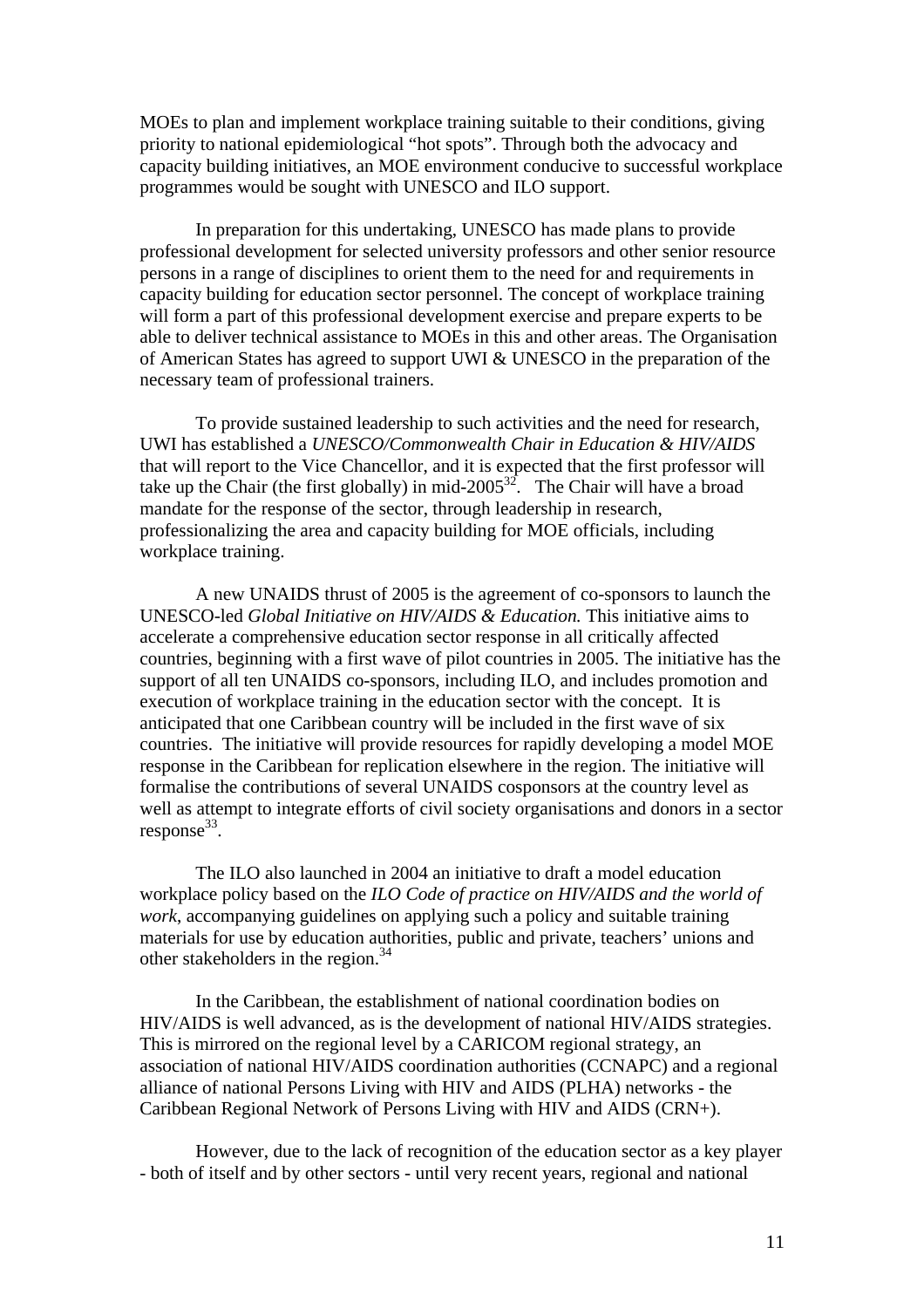MOEs to plan and implement workplace training suitable to their conditions, giving priority to national epidemiological "hot spots". Through both the advocacy and capacity building initiatives, an MOE environment conducive to successful workplace programmes would be sought with UNESCO and ILO support.

In preparation for this undertaking, UNESCO has made plans to provide professional development for selected university professors and other senior resource persons in a range of disciplines to orient them to the need for and requirements in capacity building for education sector personnel. The concept of workplace training will form a part of this professional development exercise and prepare experts to be able to deliver technical assistance to MOEs in this and other areas. The Organisation of American States has agreed to support UWI & UNESCO in the preparation of the necessary team of professional trainers.

To provide sustained leadership to such activities and the need for research, UWI has established a *UNESCO/Commonwealth Chair in Education & HIV/AIDS* that will report to the Vice Chancellor, and it is expected that the first professor will take up the Chair (the first globally) in mid-2005[32]. The Chair will have a broad mandate for the response of the sector, through leadership in research, professionalizing the area and capacity building for MOE officials, including workplace training.

A new UNAIDS thrust of 2005 is the agreement of co-sponsors to launch the UNESCO-led *Global Initiative on HIV/AIDS & Education.* This initiative aims to accelerate a comprehensive education sector response in all critically affected countries, beginning with a first wave of pilot countries in 2005. The initiative has the support of all ten UNAIDS co-sponsors, including ILO, and includes promotion and execution of workplace training in the education sector with the concept. It is anticipated that one Caribbean country will be included in the first wave of six countries. The initiative will provide resources for rapidly developing a model MOE response in the Caribbean for replication elsewhere in the region. The initiative will formalise the contributions of several UNAIDS cosponsors at the country level as well as attempt to integrate efforts of civil society organisations and donors in a sector response[33].

The ILO also launched in 2004 an initiative to draft a model education workplace policy based on the *ILO Code of practice on HIV/AIDS and the world of work*, accompanying guidelines on applying such a policy and suitable training materials for use by education authorities, public and private, teachers' unions and other stakeholders in the region.[34]

In the Caribbean, the establishment of national coordination bodies on HIV/AIDS is well advanced, as is the development of national HIV/AIDS strategies. This is mirrored on the regional level by a CARICOM regional strategy, an association of national HIV/AIDS coordination authorities (CCNAPC) and a regional alliance of national Persons Living with HIV and AIDS (PLHA) networks - the Caribbean Regional Network of Persons Living with HIV and AIDS (CRN+).

However, due to the lack of recognition of the education sector as a key player - both of itself and by other sectors - until very recent years, regional and national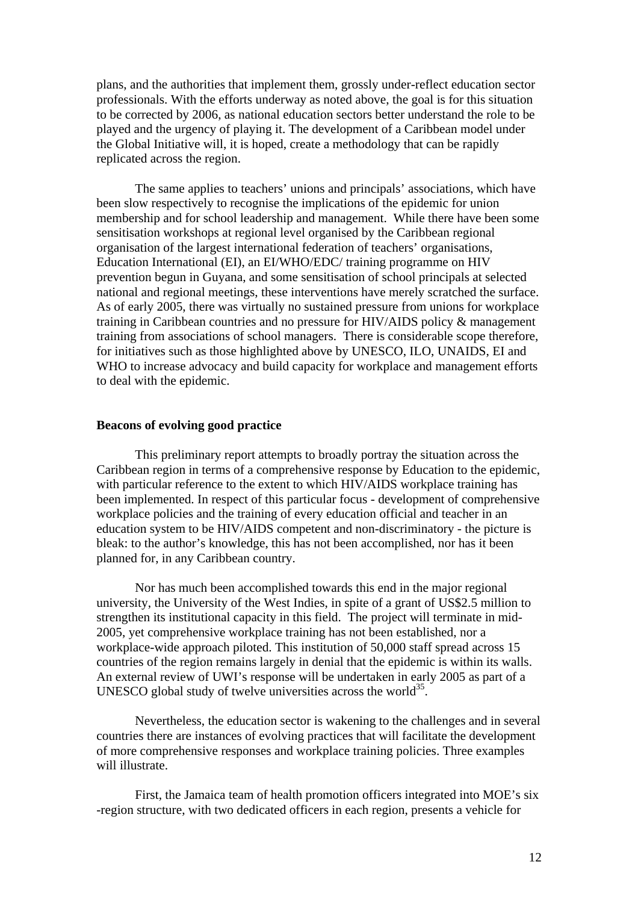plans, and the authorities that implement them, grossly under-reflect education sector professionals. With the efforts underway as noted above, the goal is for this situation to be corrected by 2006, as national education sectors better understand the role to be played and the urgency of playing it. The development of a Caribbean model under the Global Initiative will, it is hoped, create a methodology that can be rapidly replicated across the region.

The same applies to teachers' unions and principals' associations, which have been slow respectively to recognise the implications of the epidemic for union membership and for school leadership and management. While there have been some sensitisation workshops at regional level organised by the Caribbean regional organisation of the largest international federation of teachers' organisations, Education International (EI), an EI/WHO/EDC/ training programme on HIV prevention begun in Guyana, and some sensitisation of school principals at selected national and regional meetings, these interventions have merely scratched the surface. As of early 2005, there was virtually no sustained pressure from unions for workplace training in Caribbean countries and no pressure for HIV/AIDS policy & management training from associations of school managers. There is considerable scope therefore, for initiatives such as those highlighted above by UNESCO, ILO, UNAIDS, EI and WHO to increase advocacy and build capacity for workplace and management efforts to deal with the epidemic.

**Beacons of evolving good practice**

This preliminary report attempts to broadly portray the situation across the Caribbean region in terms of a comprehensive response by Education to the epidemic, with particular reference to the extent to which HIV/AIDS workplace training has been implemented. In respect of this particular focus - development of comprehensive workplace policies and the training of every education official and teacher in an education system to be HIV/AIDS competent and non-discriminatory - the picture is bleak: to the author's knowledge, this has not been accomplished, nor has it been planned for, in any Caribbean country.

Nor has much been accomplished towards this end in the major regional university, the University of the West Indies, in spite of a grant of US$2.5 million to strengthen its institutional capacity in this field. The project will terminate in mid-2005, yet comprehensive workplace training has not been established, nor a workplace-wide approach piloted. This institution of 50,000 staff spread across 15 countries of the region remains largely in denial that the epidemic is within its walls. An external review of UWI's response will be undertaken in early 2005 as part of a UNESCO global study of twelve universities across the world[35].

Nevertheless, the education sector is wakening to the challenges and in several countries there are instances of evolving practices that will facilitate the development of more comprehensive responses and workplace training policies. Three examples will illustrate.

First, the Jamaica team of health promotion officers integrated into MOE's six -region structure, with two dedicated officers in each region, presents a vehicle for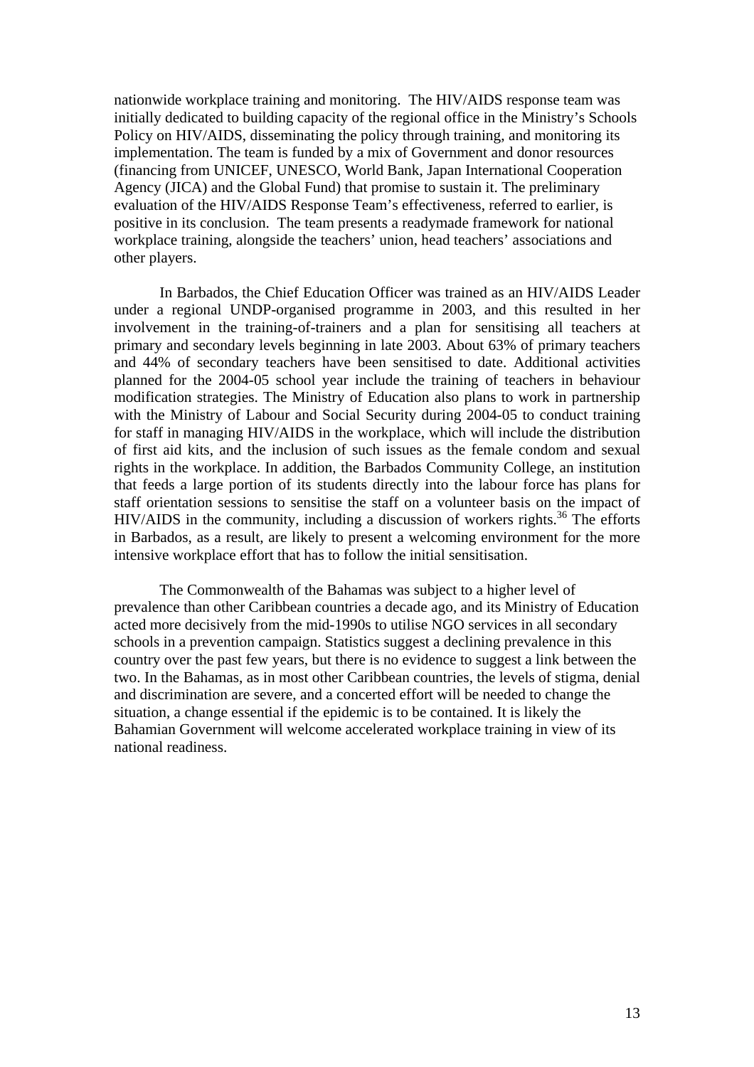nationwide workplace training and monitoring. The HIV/AIDS response team was initially dedicated to building capacity of the regional office in the Ministry's Schools Policy on HIV/AIDS, disseminating the policy through training, and monitoring its implementation. The team is funded by a mix of Government and donor resources (financing from UNICEF, UNESCO, World Bank, Japan International Cooperation Agency (JICA) and the Global Fund) that promise to sustain it. The preliminary evaluation of the HIV/AIDS Response Team's effectiveness, referred to earlier, is positive in its conclusion. The team presents a readymade framework for national workplace training, alongside the teachers' union, head teachers' associations and other players.

In Barbados, the Chief Education Officer was trained as an HIV/AIDS Leader under a regional UNDP-organised programme in 2003, and this resulted in her involvement in the training-of-trainers and a plan for sensitising all teachers at primary and secondary levels beginning in late 2003. About 63% of primary teachers and 44% of secondary teachers have been sensitised to date. Additional activities planned for the 2004-05 school year include the training of teachers in behaviour modification strategies. The Ministry of Education also plans to work in partnership with the Ministry of Labour and Social Security during 2004-05 to conduct training for staff in managing HIV/AIDS in the workplace, which will include the distribution of first aid kits, and the inclusion of such issues as the female condom and sexual rights in the workplace. In addition, the Barbados Community College, an institution that feeds a large portion of its students directly into the labour force has plans for staff orientation sessions to sensitise the staff on a volunteer basis on the impact of HIV/AIDS in the community, including a discussion of workers rights.[36] The efforts in Barbados, as a result, are likely to present a welcoming environment for the more intensive workplace effort that has to follow the initial sensitisation.

The Commonwealth of the Bahamas was subject to a higher level of prevalence than other Caribbean countries a decade ago, and its Ministry of Education acted more decisively from the mid-1990s to utilise NGO services in all secondary schools in a prevention campaign. Statistics suggest a declining prevalence in this country over the past few years, but there is no evidence to suggest a link between the two. In the Bahamas, as in most other Caribbean countries, the levels of stigma, denial and discrimination are severe, and a concerted effort will be needed to change the situation, a change essential if the epidemic is to be contained. It is likely the Bahamian Government will welcome accelerated workplace training in view of its national readiness.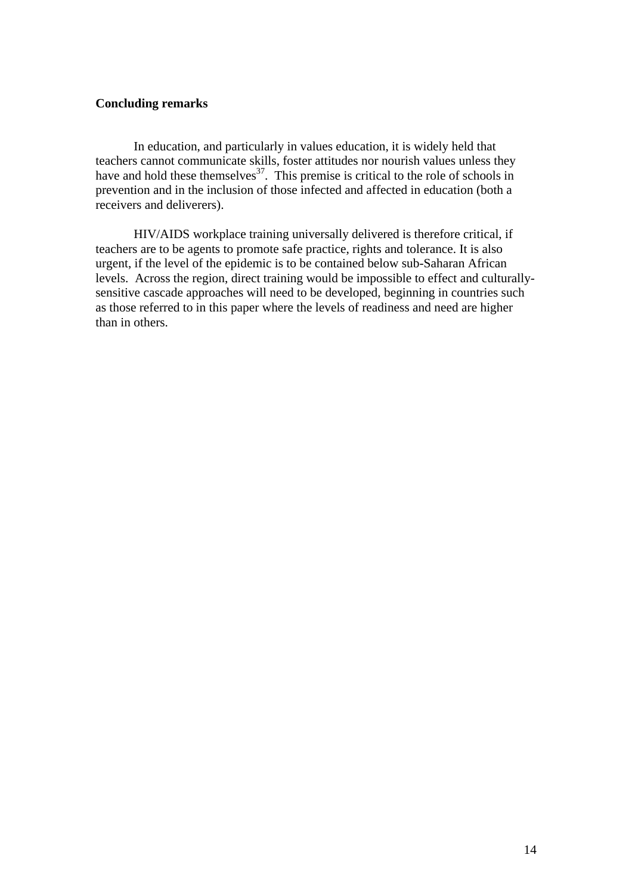**Concluding remarks**

In education, and particularly in values education, it is widely held that teachers cannot communicate skills, foster attitudes nor nourish values unless they have and hold these themselves[37]. This premise is critical to the role of schools in prevention and in the inclusion of those infected and affected in education (both a receivers and deliverers).

HIV/AIDS workplace training universally delivered is therefore critical, if teachers are to be agents to promote safe practice, rights and tolerance. It is also urgent, if the level of the epidemic is to be contained below sub-Saharan African levels. Across the region, direct training would be impossible to effect and culturally-sensitive cascade approaches will need to be developed, beginning in countries such as those referred to in this paper where the levels of readiness and need are higher than in others.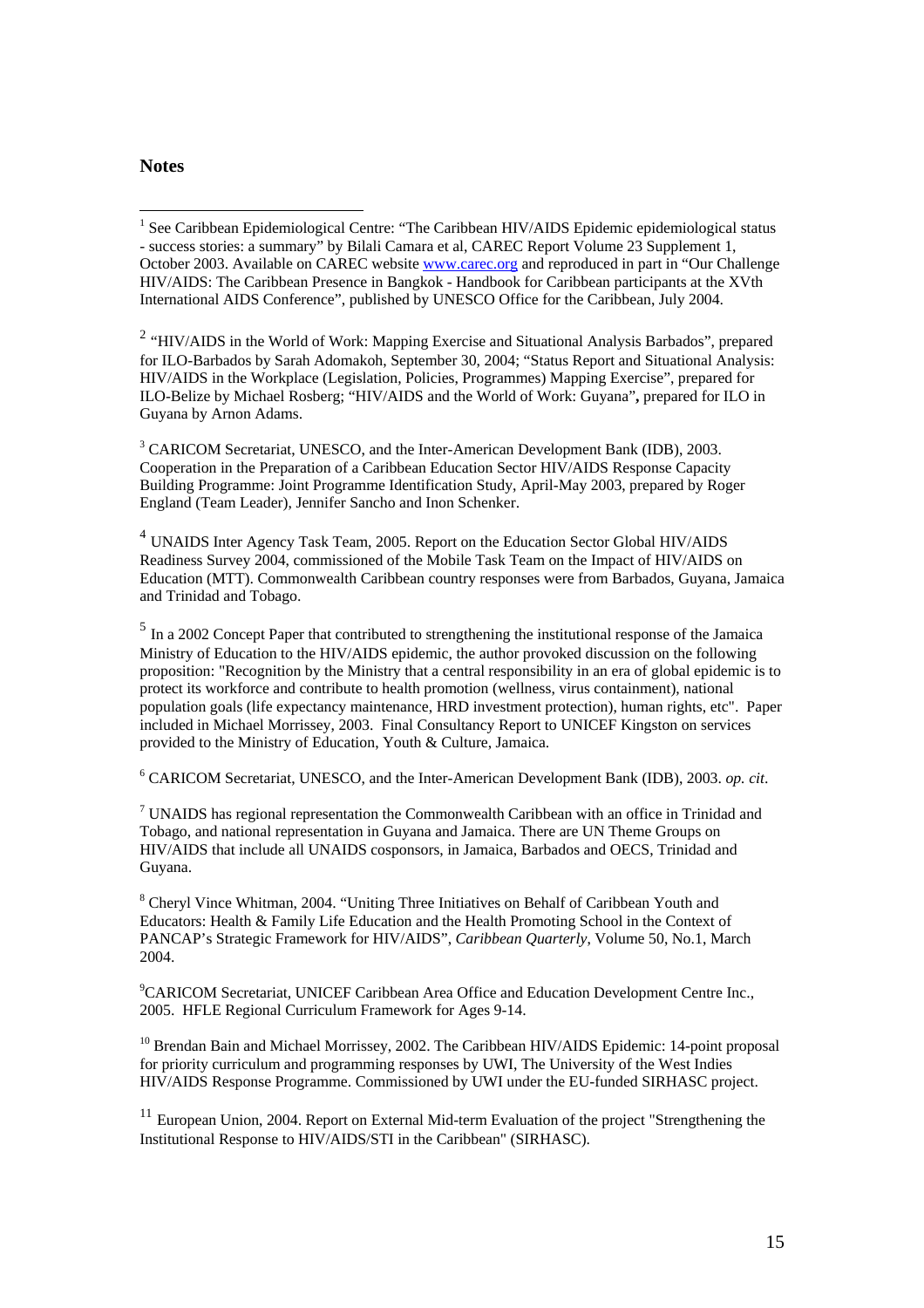**Notes**

[1] See Caribbean Epidemiological Centre: "The Caribbean HIV/AIDS Epidemic epidemiological status - success stories: a summary" by Bilali Camara et al, CAREC Report Volume 23 Supplement 1, October 2003. Available on CAREC website www.carec.org and reproduced in part in "Our Challenge HIV/AIDS: The Caribbean Presence in Bangkok - Handbook for Caribbean participants at the XVth International AIDS Conference", published by UNESCO Office for the Caribbean, July 2004.

[2] "HIV/AIDS in the World of Work: Mapping Exercise and Situational Analysis Barbados", prepared for ILO-Barbados by Sarah Adomakoh, September 30, 2004; "Status Report and Situational Analysis: HIV/AIDS in the Workplace (Legislation, Policies, Programmes) Mapping Exercise", prepared for ILO-Belize by Michael Rosberg; "HIV/AIDS and the World of Work: Guyana"**,** prepared for ILO in Guyana by Arnon Adams.

[3] CARICOM Secretariat, UNESCO, and the Inter-American Development Bank (IDB), 2003. Cooperation in the Preparation of a Caribbean Education Sector HIV/AIDS Response Capacity Building Programme: Joint Programme Identification Study, April-May 2003, prepared by Roger England (Team Leader), Jennifer Sancho and Inon Schenker.

[4] UNAIDS Inter Agency Task Team, 2005. Report on the Education Sector Global HIV/AIDS Readiness Survey 2004, commissioned of the Mobile Task Team on the Impact of HIV/AIDS on Education (MTT). Commonwealth Caribbean country responses were from Barbados, Guyana, Jamaica and Trinidad and Tobago.

[5] In a 2002 Concept Paper that contributed to strengthening the institutional response of the Jamaica Ministry of Education to the HIV/AIDS epidemic, the author provoked discussion on the following proposition: "Recognition by the Ministry that a central responsibility in an era of global epidemic is to protect its workforce and contribute to health promotion (wellness, virus containment), national population goals (life expectancy maintenance, HRD investment protection), human rights, etc". Paper included in Michael Morrissey, 2003. Final Consultancy Report to UNICEF Kingston on services provided to the Ministry of Education, Youth & Culture, Jamaica.

[6] CARICOM Secretariat, UNESCO, and the Inter-American Development Bank (IDB), 2003. *op. cit*.

[7] UNAIDS has regional representation the Commonwealth Caribbean with an office in Trinidad and Tobago, and national representation in Guyana and Jamaica. There are UN Theme Groups on HIV/AIDS that include all UNAIDS cosponsors, in Jamaica, Barbados and OECS, Trinidad and Guyana.

[8] Cheryl Vince Whitman, 2004. "Uniting Three Initiatives on Behalf of Caribbean Youth and Educators: Health & Family Life Education and the Health Promoting School in the Context of PANCAP's Strategic Framework for HIV/AIDS", *Caribbean Quarterly*, Volume 50, No.1, March 2004.

[9] CARICOM Secretariat, UNICEF Caribbean Area Office and Education Development Centre Inc., 2005. HFLE Regional Curriculum Framework for Ages 9-14.

[10] Brendan Bain and Michael Morrissey, 2002. The Caribbean HIV/AIDS Epidemic: 14-point proposal for priority curriculum and programming responses by UWI, The University of the West Indies HIV/AIDS Response Programme. Commissioned by UWI under the EU-funded SIRHASC project.

[11] European Union, 2004. Report on External Mid-term Evaluation of the project "Strengthening the Institutional Response to HIV/AIDS/STI in the Caribbean" (SIRHASC).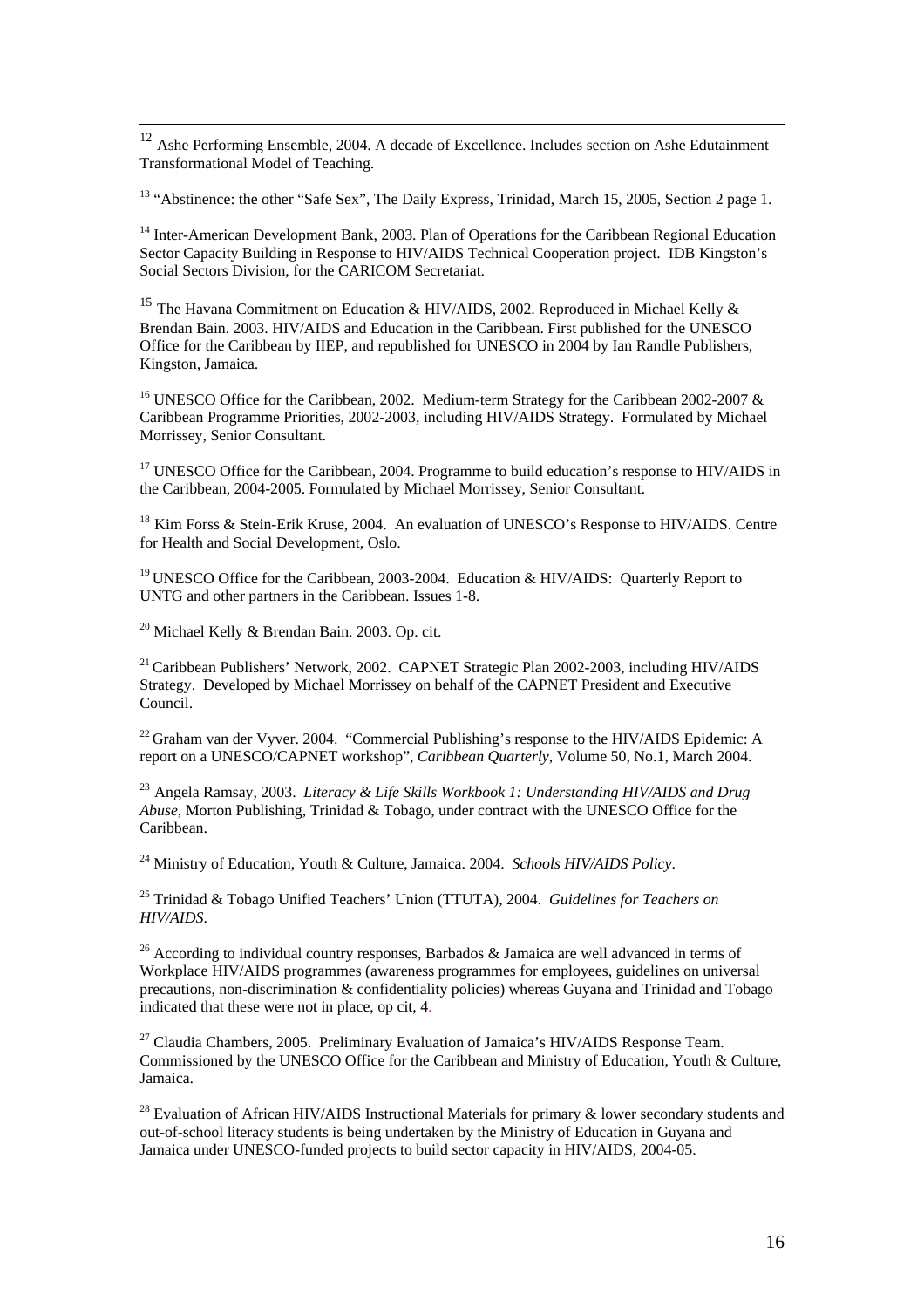[12] Ashe Performing Ensemble, 2004. A decade of Excellence. Includes section on Ashe Edutainment Transformational Model of Teaching.

[13] "Abstinence: the other "Safe Sex", The Daily Express, Trinidad, March 15, 2005, Section 2 page 1.

[14] Inter-American Development Bank, 2003. Plan of Operations for the Caribbean Regional Education Sector Capacity Building in Response to HIV/AIDS Technical Cooperation project. IDB Kingston's Social Sectors Division, for the CARICOM Secretariat.

[15] The Havana Commitment on Education & HIV/AIDS, 2002. Reproduced in Michael Kelly & Brendan Bain. 2003. HIV/AIDS and Education in the Caribbean. First published for the UNESCO Office for the Caribbean by IIEP, and republished for UNESCO in 2004 by Ian Randle Publishers, Kingston, Jamaica.

[16] UNESCO Office for the Caribbean, 2002. Medium-term Strategy for the Caribbean 2002-2007 & Caribbean Programme Priorities, 2002-2003, including HIV/AIDS Strategy. Formulated by Michael Morrissey, Senior Consultant.

[17] UNESCO Office for the Caribbean, 2004. Programme to build education's response to HIV/AIDS in the Caribbean, 2004-2005. Formulated by Michael Morrissey, Senior Consultant.

[18] Kim Forss & Stein-Erik Kruse, 2004. An evaluation of UNESCO's Response to HIV/AIDS. Centre for Health and Social Development, Oslo.

[19] UNESCO Office for the Caribbean, 2003-2004. Education & HIV/AIDS: Quarterly Report to UNTG and other partners in the Caribbean. Issues 1-8.

[20] Michael Kelly & Brendan Bain. 2003. Op. cit.

[21] Caribbean Publishers' Network, 2002. CAPNET Strategic Plan 2002-2003, including HIV/AIDS Strategy. Developed by Michael Morrissey on behalf of the CAPNET President and Executive Council.

[22] Graham van der Vyver. 2004. "Commercial Publishing's response to the HIV/AIDS Epidemic: A report on a UNESCO/CAPNET workshop", *Caribbean Quarterly*, Volume 50, No.1, March 2004.

[23] Angela Ramsay, 2003. *Literacy & Life Skills Workbook 1: Understanding HIV/AIDS and Drug Abuse*, Morton Publishing, Trinidad & Tobago, under contract with the UNESCO Office for the Caribbean.

[24] Ministry of Education, Youth & Culture, Jamaica. 2004. *Schools HIV/AIDS Policy*.

[25] Trinidad & Tobago Unified Teachers' Union (TTUTA), 2004. *Guidelines for Teachers on HIV/AIDS*.

[26] According to individual country responses, Barbados & Jamaica are well advanced in terms of Workplace HIV/AIDS programmes (awareness programmes for employees, guidelines on universal precautions, non-discrimination & confidentiality policies) whereas Guyana and Trinidad and Tobago indicated that these were not in place, op cit, 4.

[27] Claudia Chambers, 2005. Preliminary Evaluation of Jamaica's HIV/AIDS Response Team. Commissioned by the UNESCO Office for the Caribbean and Ministry of Education, Youth & Culture, Jamaica.

[28] Evaluation of African HIV/AIDS Instructional Materials for primary & lower secondary students and out-of-school literacy students is being undertaken by the Ministry of Education in Guyana and Jamaica under UNESCO-funded projects to build sector capacity in HIV/AIDS, 2004-05.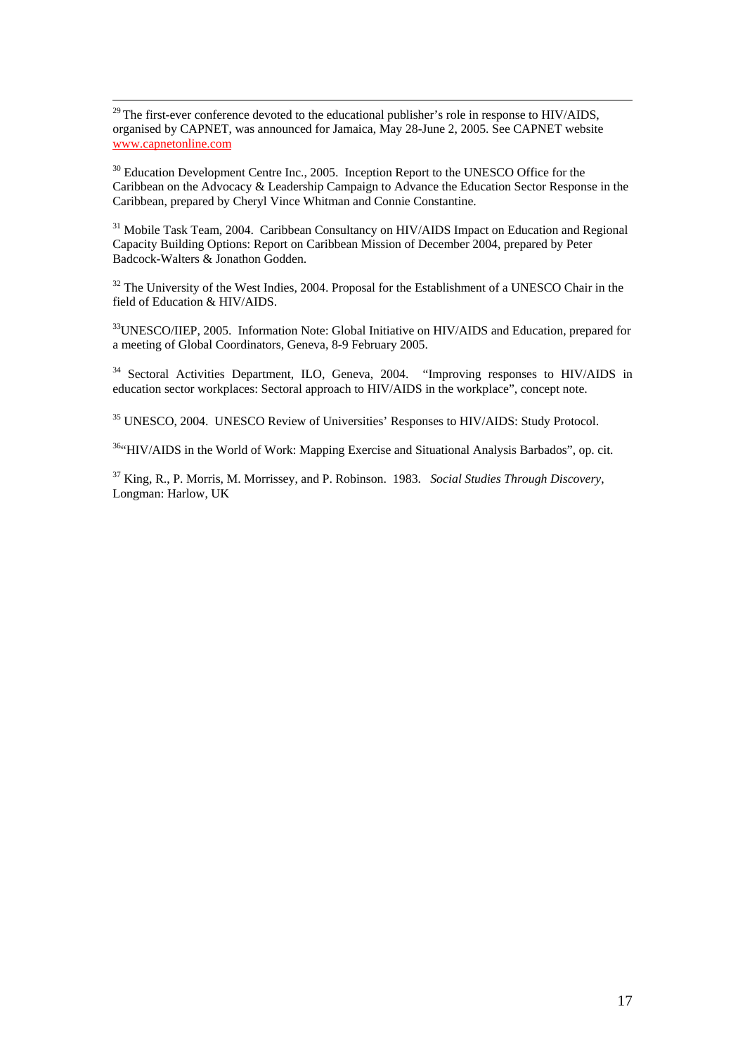[29] The first-ever conference devoted to the educational publisher's role in response to HIV/AIDS, organised by CAPNET, was announced for Jamaica, May 28-June 2, 2005. See CAPNET website www.capnetonline.com

[30] Education Development Centre Inc., 2005. Inception Report to the UNESCO Office for the Caribbean on the Advocacy & Leadership Campaign to Advance the Education Sector Response in the Caribbean, prepared by Cheryl Vince Whitman and Connie Constantine.

[31] Mobile Task Team, 2004. Caribbean Consultancy on HIV/AIDS Impact on Education and Regional Capacity Building Options: Report on Caribbean Mission of December 2004, prepared by Peter Badcock-Walters & Jonathon Godden.

[32] The University of the West Indies, 2004. Proposal for the Establishment of a UNESCO Chair in the field of Education & HIV/AIDS.

[33] UNESCO/IIEP, 2005. Information Note: Global Initiative on HIV/AIDS and Education, prepared for a meeting of Global Coordinators, Geneva, 8-9 February 2005.

[34] Sectoral Activities Department, ILO, Geneva, 2004. "Improving responses to HIV/AIDS in education sector workplaces: Sectoral approach to HIV/AIDS in the workplace", concept note.

[35] UNESCO, 2004. UNESCO Review of Universities' Responses to HIV/AIDS: Study Protocol.

[36] "HIV/AIDS in the World of Work: Mapping Exercise and Situational Analysis Barbados", op. cit.

[37] King, R., P. Morris, M. Morrissey, and P. Robinson. 1983. *Social Studies Through Discovery*, Longman: Harlow, UK